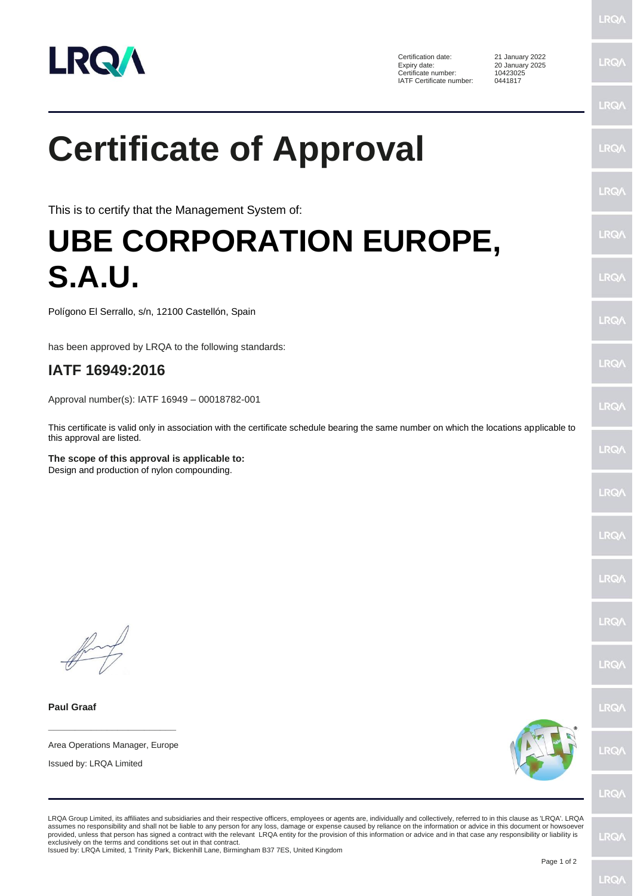| | |
|---|---|
| Certification date: | 21 January 2022 |
| Expiry date: | 20 January 2025 |
| Certificate number: | 10423025 |
| IATF Certificate number: | 0441817 |

# Certificate of Approval

This is to certify that the Management System of:

# UBE CORPORATION EUROPE, S.A.U.

Polígono El Serrallo, s/n, 12100 Castellón, Spain

has been approved by LRQA to the following standards:

## IATF 16949:2016

Approval number(s): IATF 16949 – 00018782-001

This certificate is valid only in association with the certificate schedule bearing the same number on which the locations applicable to this approval are listed.

**The scope of this approval is applicable to:**
Design and production of nylon compounding.

**Paul Graaf**

Area Operations Manager, Europe

Issued by: LRQA Limited

LRQA Group Limited, its affiliates and subsidiaries and their respective officers, employees or agents are, individually and collectively, referred to in this clause as 'LRQA'. LRQA assumes no responsibility and shall not be liable to any person for any loss, damage or expense caused by reliance on the information or advice in this document or howsoever provided, unless that person has signed a contract with the relevant LRQA entity for the provision of this information or advice and in that case any responsibility or liability is exclusively on the terms and conditions set out in that contract.
Issued by: LRQA Limited, 1 Trinity Park, Bickenhill Lane, Birmingham B37 7ES, United Kingdom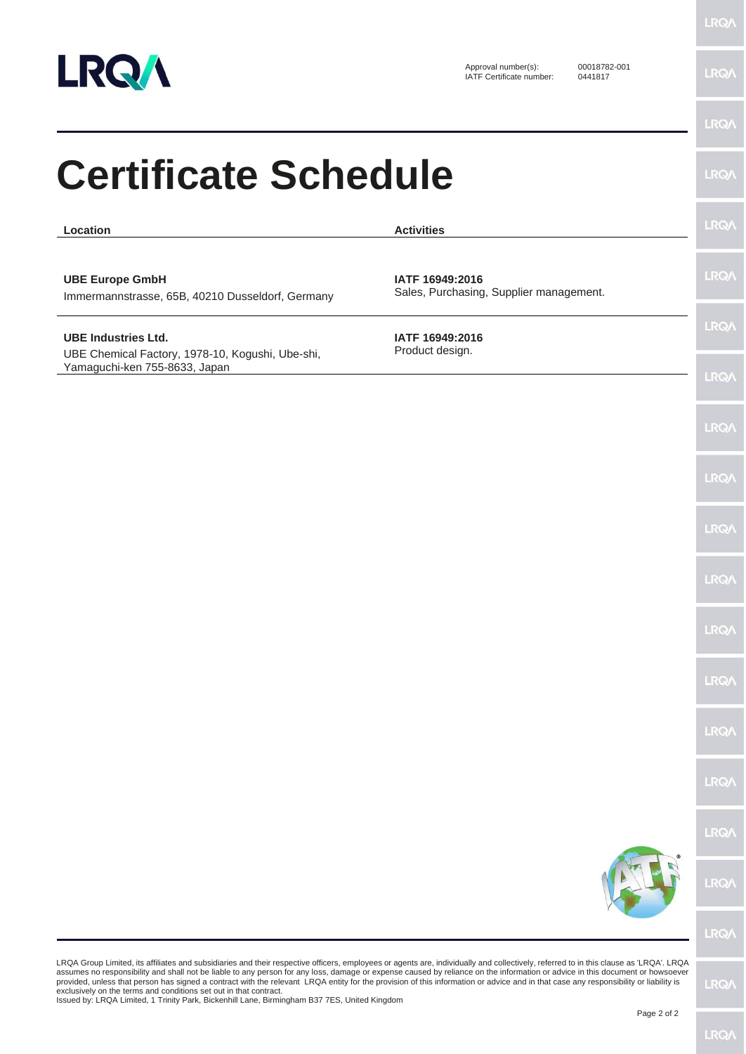Approval number(s): 00018782-001
IATF Certificate number: 0441817

# Certificate Schedule

| Location | Activities |
| --- | --- |
| **UBE Europe GmbH** Immermannstrasse, 65B, 40210 Dusseldorf, Germany | **IATF 16949:2016** Sales, Purchasing, Supplier management. |
| **UBE Industries Ltd.** UBE Chemical Factory, 1978-10, Kogushi, Ube-shi, Yamaguchi-ken 755-8633, Japan | **IATF 16949:2016** Product design. |

LRQA Group Limited, its affiliates and subsidiaries and their respective officers, employees or agents are, individually and collectively, referred to in this clause as 'LRQA'. LRQA assumes no responsibility and shall not be liable to any person for any loss, damage or expense caused by reliance on the information or advice in this document or howsoever provided, unless that person has signed a contract with the relevant LRQA entity for the provision of this information or advice and in that case any responsibility or liability is exclusively on the terms and conditions set out in that contract.
Issued by: LRQA Limited, 1 Trinity Park, Bickenhill Lane, Birmingham B37 7ES, United Kingdom